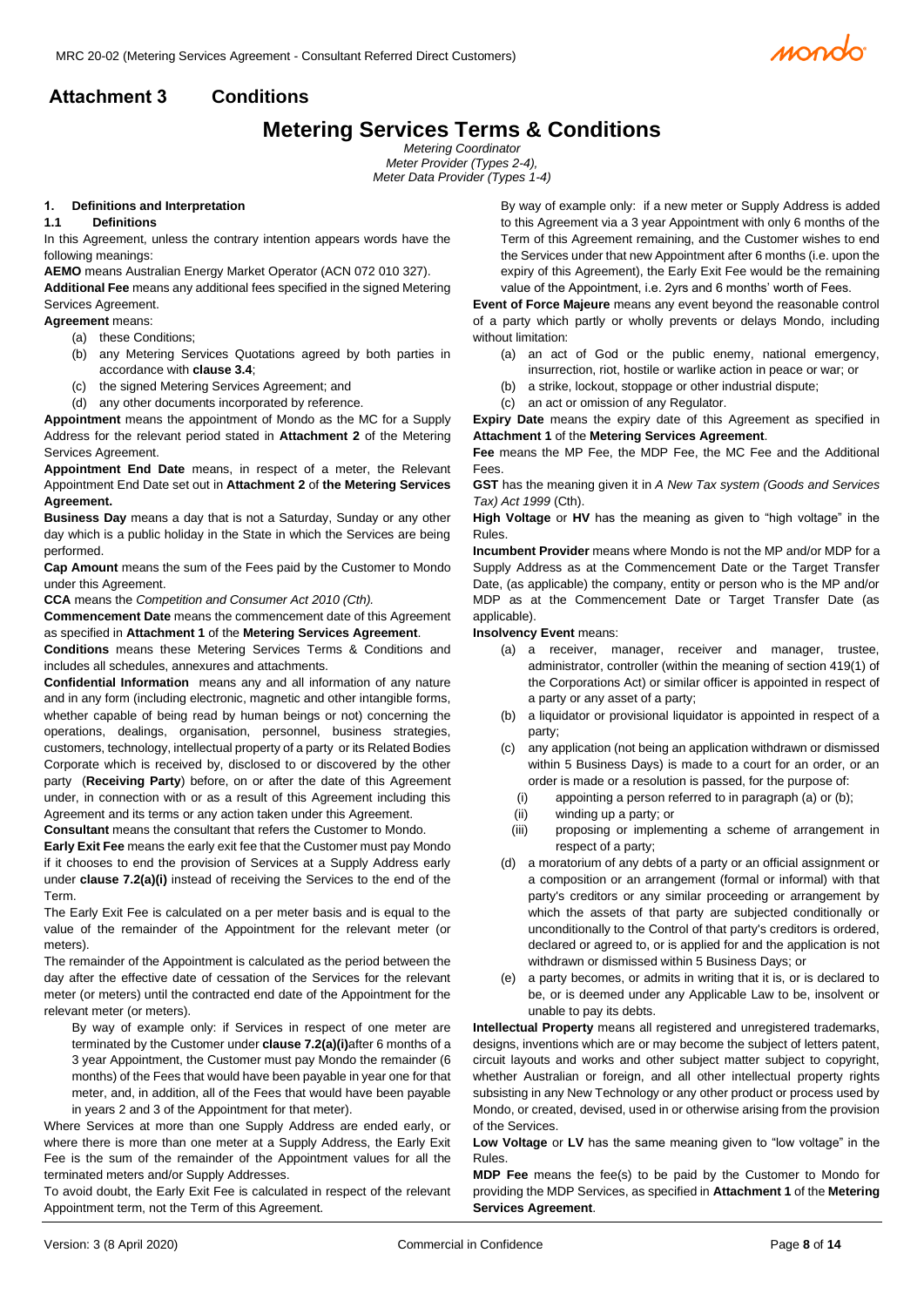# Attachment 3 Conditions

## Metering Services Terms & Conditions

*Metering Coordinator*
*Meter Provider (Types 2-4),*
*Meter Data Provider (Types 1-4)*

### 1. Definitions and Interpretation

#### 1.1 Definitions

In this Agreement, unless the contrary intention appears words have the following meanings:

**AEMO** means Australian Energy Market Operator (ACN 072 010 327).

**Additional Fee** means any additional fees specified in the signed Metering Services Agreement.

**Agreement** means:

(a) these Conditions;

(b) any Metering Services Quotations agreed by both parties in accordance with **clause 3.4**;

(c) the signed Metering Services Agreement; and

(d) any other documents incorporated by reference.

**Appointment** means the appointment of Mondo as the MC for a Supply Address for the relevant period stated in **Attachment 2** of the Metering Services Agreement.

**Appointment End Date** means, in respect of a meter, the Relevant Appointment End Date set out in **Attachment 2** of **the Metering Services Agreement.**

**Business Day** means a day that is not a Saturday, Sunday or any other day which is a public holiday in the State in which the Services are being performed.

**Cap Amount** means the sum of the Fees paid by the Customer to Mondo under this Agreement.

**CCA** means the *Competition and Consumer Act 2010 (Cth).*

**Commencement Date** means the commencement date of this Agreement as specified in **Attachment 1** of the **Metering Services Agreement**.

**Conditions** means these Metering Services Terms & Conditions and includes all schedules, annexures and attachments.

**Confidential Information** means any and all information of any nature and in any form (including electronic, magnetic and other intangible forms, whether capable of being read by human beings or not) concerning the operations, dealings, organisation, personnel, business strategies, customers, technology, intellectual property of a party or its Related Bodies Corporate which is received by, disclosed to or discovered by the other party (**Receiving Party**) before, on or after the date of this Agreement under, in connection with or as a result of this Agreement including this Agreement and its terms or any action taken under this Agreement.

**Consultant** means the consultant that refers the Customer to Mondo.

**Early Exit Fee** means the early exit fee that the Customer must pay Mondo if it chooses to end the provision of Services at a Supply Address early under **clause 7.2(a)(i)** instead of receiving the Services to the end of the Term.

The Early Exit Fee is calculated on a per meter basis and is equal to the value of the remainder of the Appointment for the relevant meter (or meters).

The remainder of the Appointment is calculated as the period between the day after the effective date of cessation of the Services for the relevant meter (or meters) until the contracted end date of the Appointment for the relevant meter (or meters).

> By way of example only: if Services in respect of one meter are terminated by the Customer under **clause 7.2(a)(i)**after 6 months of a 3 year Appointment, the Customer must pay Mondo the remainder (6 months) of the Fees that would have been payable in year one for that meter, and, in addition, all of the Fees that would have been payable in years 2 and 3 of the Appointment for that meter).

Where Services at more than one Supply Address are ended early, or where there is more than one meter at a Supply Address, the Early Exit Fee is the sum of the remainder of the Appointment values for all the terminated meters and/or Supply Addresses.

To avoid doubt, the Early Exit Fee is calculated in respect of the relevant Appointment term, not the Term of this Agreement.

> By way of example only: if a new meter or Supply Address is added to this Agreement via a 3 year Appointment with only 6 months of the Term of this Agreement remaining, and the Customer wishes to end the Services under that new Appointment after 6 months (i.e. upon the expiry of this Agreement), the Early Exit Fee would be the remaining value of the Appointment, i.e. 2yrs and 6 months' worth of Fees.

**Event of Force Majeure** means any event beyond the reasonable control of a party which partly or wholly prevents or delays Mondo, including without limitation:

(a) an act of God or the public enemy, national emergency, insurrection, riot, hostile or warlike action in peace or war; or

(b) a strike, lockout, stoppage or other industrial dispute;

(c) an act or omission of any Regulator.

**Expiry Date** means the expiry date of this Agreement as specified in **Attachment 1** of the **Metering Services Agreement**.

**Fee** means the MP Fee, the MDP Fee, the MC Fee and the Additional Fees.

**GST** has the meaning given it in *A New Tax system (Goods and Services Tax) Act 1999* (Cth).

**High Voltage** or **HV** has the meaning as given to "high voltage" in the Rules.

**Incumbent Provider** means where Mondo is not the MP and/or MDP for a Supply Address as at the Commencement Date or the Target Transfer Date, (as applicable) the company, entity or person who is the MP and/or MDP as at the Commencement Date or Target Transfer Date (as applicable).

**Insolvency Event** means:

(a) a receiver, manager, receiver and manager, trustee, administrator, controller (within the meaning of section 419(1) of the Corporations Act) or similar officer is appointed in respect of a party or any asset of a party;

(b) a liquidator or provisional liquidator is appointed in respect of a party;

(c) any application (not being an application withdrawn or dismissed within 5 Business Days) is made to a court for an order, or an order is made or a resolution is passed, for the purpose of:

  (i) appointing a person referred to in paragraph (a) or (b);

  (ii) winding up a party; or

  (iii) proposing or implementing a scheme of arrangement in respect of a party;

(d) a moratorium of any debts of a party or an official assignment or a composition or an arrangement (formal or informal) with that party's creditors or any similar proceeding or arrangement by which the assets of that party are subjected conditionally or unconditionally to the Control of that party's creditors is ordered, declared or agreed to, or is applied for and the application is not withdrawn or dismissed within 5 Business Days; or

(e) a party becomes, or admits in writing that it is, or is declared to be, or is deemed under any Applicable Law to be, insolvent or unable to pay its debts.

**Intellectual Property** means all registered and unregistered trademarks, designs, inventions which are or may become the subject of letters patent, circuit layouts and works and other subject matter subject to copyright, whether Australian or foreign, and all other intellectual property rights subsisting in any New Technology or any other product or process used by Mondo, or created, devised, used in or otherwise arising from the provision of the Services.

**Low Voltage** or **LV** has the same meaning given to "low voltage" in the Rules.

**MDP Fee** means the fee(s) to be paid by the Customer to Mondo for providing the MDP Services, as specified in **Attachment 1** of the **Metering Services Agreement**.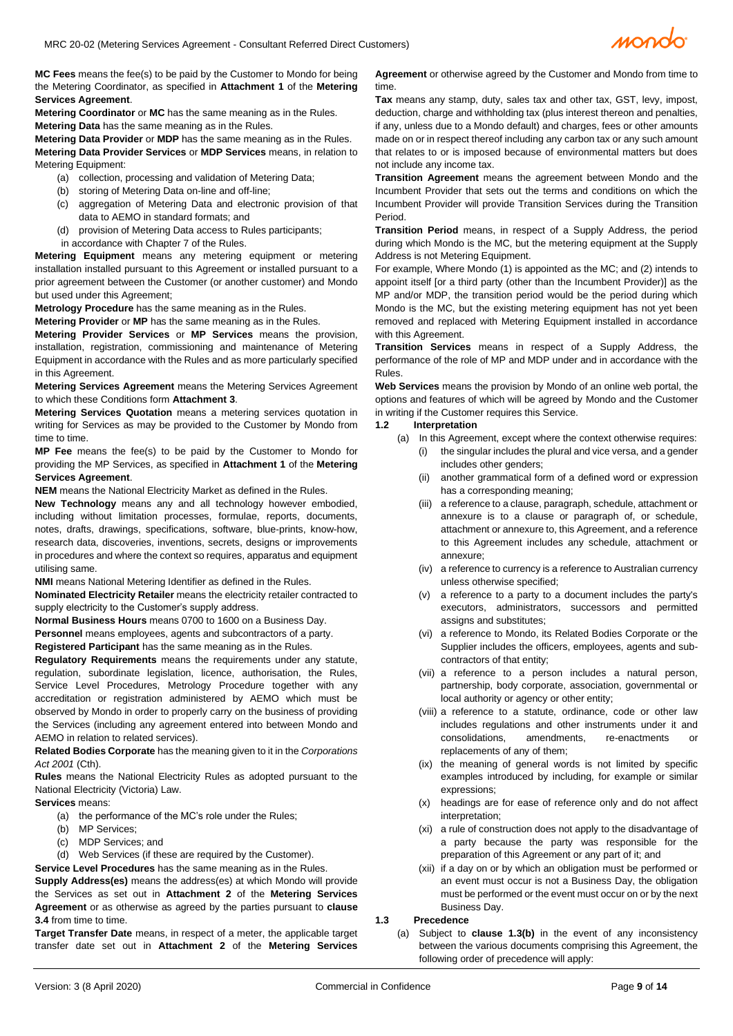**MC Fees** means the fee(s) to be paid by the Customer to Mondo for being the Metering Coordinator, as specified in **Attachment 1** of the **Metering Services Agreement**.

**Metering Coordinator** or **MC** has the same meaning as in the Rules.

**Metering Data** has the same meaning as in the Rules.

**Metering Data Provider** or **MDP** has the same meaning as in the Rules.

**Metering Data Provider Services** or **MDP Services** means, in relation to Metering Equipment:

- (a) collection, processing and validation of Metering Data;
- (b) storing of Metering Data on-line and off-line;
- (c) aggregation of Metering Data and electronic provision of that data to AEMO in standard formats; and
- (d) provision of Metering Data access to Rules participants;

in accordance with Chapter 7 of the Rules.

**Metering Equipment** means any metering equipment or metering installation installed pursuant to this Agreement or installed pursuant to a prior agreement between the Customer (or another customer) and Mondo but used under this Agreement;

**Metrology Procedure** has the same meaning as in the Rules.

**Metering Provider** or **MP** has the same meaning as in the Rules.

**Metering Provider Services** or **MP Services** means the provision, installation, registration, commissioning and maintenance of Metering Equipment in accordance with the Rules and as more particularly specified in this Agreement.

**Metering Services Agreement** means the Metering Services Agreement to which these Conditions form **Attachment 3**.

**Metering Services Quotation** means a metering services quotation in writing for Services as may be provided to the Customer by Mondo from time to time.

**MP Fee** means the fee(s) to be paid by the Customer to Mondo for providing the MP Services, as specified in **Attachment 1** of the **Metering Services Agreement**.

**NEM** means the National Electricity Market as defined in the Rules.

**New Technology** means any and all technology however embodied, including without limitation processes, formulae, reports, documents, notes, drafts, drawings, specifications, software, blue-prints, know-how, research data, discoveries, inventions, secrets, designs or improvements in procedures and where the context so requires, apparatus and equipment utilising same.

**NMI** means National Metering Identifier as defined in the Rules.

**Nominated Electricity Retailer** means the electricity retailer contracted to supply electricity to the Customer's supply address.

**Normal Business Hours** means 0700 to 1600 on a Business Day.

**Personnel** means employees, agents and subcontractors of a party.

**Registered Participant** has the same meaning as in the Rules.

**Regulatory Requirements** means the requirements under any statute, regulation, subordinate legislation, licence, authorisation, the Rules, Service Level Procedures, Metrology Procedure together with any accreditation or registration administered by AEMO which must be observed by Mondo in order to properly carry on the business of providing the Services (including any agreement entered into between Mondo and AEMO in relation to related services).

**Related Bodies Corporate** has the meaning given to it in the *Corporations Act 2001* (Cth).

**Rules** means the National Electricity Rules as adopted pursuant to the National Electricity (Victoria) Law.

**Services** means:

- (a) the performance of the MC's role under the Rules;
- (b) MP Services;
- (c) MDP Services; and
- (d) Web Services (if these are required by the Customer).

**Service Level Procedures** has the same meaning as in the Rules.

**Supply Address(es)** means the address(es) at which Mondo will provide the Services as set out in **Attachment 2** of the **Metering Services Agreement** or as otherwise as agreed by the parties pursuant to **clause 3.4** from time to time.

**Target Transfer Date** means, in respect of a meter, the applicable target transfer date set out in **Attachment 2** of the **Metering Services Agreement** or otherwise agreed by the Customer and Mondo from time to time.

**Tax** means any stamp, duty, sales tax and other tax, GST, levy, impost, deduction, charge and withholding tax (plus interest thereon and penalties, if any, unless due to a Mondo default) and charges, fees or other amounts made on or in respect thereof including any carbon tax or any such amount that relates to or is imposed because of environmental matters but does not include any income tax.

**Transition Agreement** means the agreement between Mondo and the Incumbent Provider that sets out the terms and conditions on which the Incumbent Provider will provide Transition Services during the Transition Period.

**Transition Period** means, in respect of a Supply Address, the period during which Mondo is the MC, but the metering equipment at the Supply Address is not Metering Equipment.

For example, Where Mondo (1) is appointed as the MC; and (2) intends to appoint itself [or a third party (other than the Incumbent Provider)] as the MP and/or MDP, the transition period would be the period during which Mondo is the MC, but the existing metering equipment has not yet been removed and replaced with Metering Equipment installed in accordance with this Agreement.

**Transition Services** means in respect of a Supply Address, the performance of the role of MP and MDP under and in accordance with the Rules.

**Web Services** means the provision by Mondo of an online web portal, the options and features of which will be agreed by Mondo and the Customer in writing if the Customer requires this Service.

### 1.2 Interpretation

(a) In this Agreement, except where the context otherwise requires:

- (i) the singular includes the plural and vice versa, and a gender includes other genders;
- (ii) another grammatical form of a defined word or expression has a corresponding meaning;
- (iii) a reference to a clause, paragraph, schedule, attachment or annexure is to a clause or paragraph of, or schedule, attachment or annexure to, this Agreement, and a reference to this Agreement includes any schedule, attachment or annexure;
- (iv) a reference to currency is a reference to Australian currency unless otherwise specified;
- (v) a reference to a party to a document includes the party's executors, administrators, successors and permitted assigns and substitutes;
- (vi) a reference to Mondo, its Related Bodies Corporate or the Supplier includes the officers, employees, agents and sub-contractors of that entity;
- (vii) a reference to a person includes a natural person, partnership, body corporate, association, governmental or local authority or agency or other entity;
- (viii) a reference to a statute, ordinance, code or other law includes regulations and other instruments under it and consolidations, amendments, re-enactments or replacements of any of them;
- (ix) the meaning of general words is not limited by specific examples introduced by including, for example or similar expressions;
- (x) headings are for ease of reference only and do not affect interpretation;
- (xi) a rule of construction does not apply to the disadvantage of a party because the party was responsible for the preparation of this Agreement or any part of it; and
- (xii) if a day on or by which an obligation must be performed or an event must occur is not a Business Day, the obligation must be performed or the event must occur on or by the next Business Day.

### 1.3 Precedence

(a) Subject to **clause 1.3(b)** in the event of any inconsistency between the various documents comprising this Agreement, the following order of precedence will apply: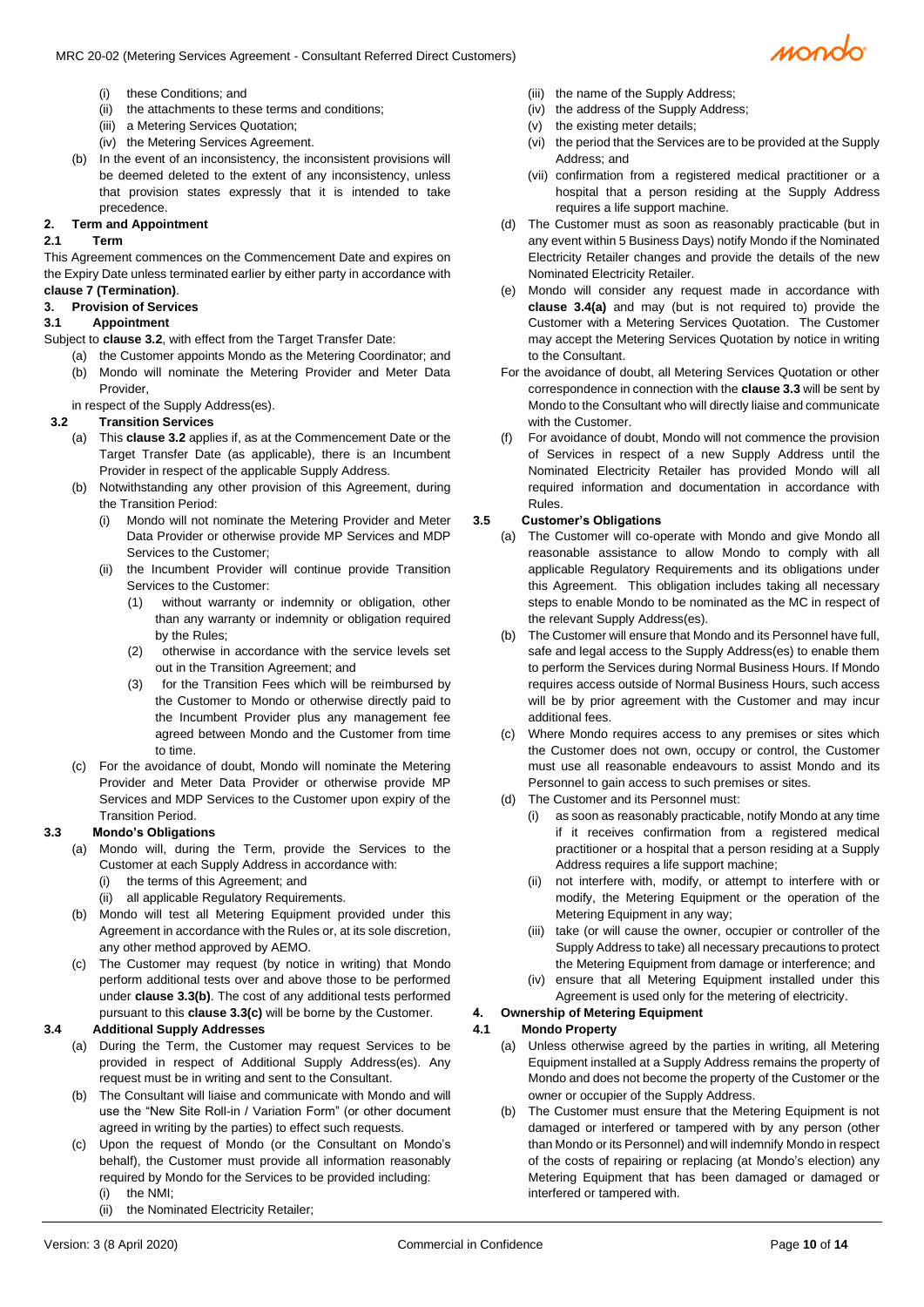- (i) these Conditions; and
- (ii) the attachments to these terms and conditions;
- (iii) a Metering Services Quotation;
- (iv) the Metering Services Agreement.

(b) In the event of an inconsistency, the inconsistent provisions will be deemed deleted to the extent of any inconsistency, unless that provision states expressly that it is intended to take precedence.

## 2. Term and Appointment

### 2.1 Term

This Agreement commences on the Commencement Date and expires on the Expiry Date unless terminated earlier by either party in accordance with **clause 7 (Termination)**.

## 3. Provision of Services

### 3.1 Appointment

Subject to **clause 3.2**, with effect from the Target Transfer Date:

(a) the Customer appoints Mondo as the Metering Coordinator; and

(b) Mondo will nominate the Metering Provider and Meter Data Provider,

in respect of the Supply Address(es).

### 3.2 Transition Services

(a) This **clause 3.2** applies if, as at the Commencement Date or the Target Transfer Date (as applicable), there is an Incumbent Provider in respect of the applicable Supply Address.

(b) Notwithstanding any other provision of this Agreement, during the Transition Period:

- (i) Mondo will not nominate the Metering Provider and Meter Data Provider or otherwise provide MP Services and MDP Services to the Customer;
- (ii) the Incumbent Provider will continue provide Transition Services to the Customer:
  - (1) without warranty or indemnity or obligation, other than any warranty or indemnity or obligation required by the Rules;
  - (2) otherwise in accordance with the service levels set out in the Transition Agreement; and
  - (3) for the Transition Fees which will be reimbursed by the Customer to Mondo or otherwise directly paid to the Incumbent Provider plus any management fee agreed between Mondo and the Customer from time to time.

(c) For the avoidance of doubt, Mondo will nominate the Metering Provider and Meter Data Provider or otherwise provide MP Services and MDP Services to the Customer upon expiry of the Transition Period.

### 3.3 Mondo's Obligations

(a) Mondo will, during the Term, provide the Services to the Customer at each Supply Address in accordance with:

- (i) the terms of this Agreement; and
- (ii) all applicable Regulatory Requirements.

(b) Mondo will test all Metering Equipment provided under this Agreement in accordance with the Rules or, at its sole discretion, any other method approved by AEMO.

(c) The Customer may request (by notice in writing) that Mondo perform additional tests over and above those to be performed under **clause 3.3(b)**. The cost of any additional tests performed pursuant to this **clause 3.3(c)** will be borne by the Customer.

### 3.4 Additional Supply Addresses

(a) During the Term, the Customer may request Services to be provided in respect of Additional Supply Address(es). Any request must be in writing and sent to the Consultant.

(b) The Consultant will liaise and communicate with Mondo and will use the "New Site Roll-in / Variation Form" (or other document agreed in writing by the parties) to effect such requests.

(c) Upon the request of Mondo (or the Consultant on Mondo's behalf), the Customer must provide all information reasonably required by Mondo for the Services to be provided including:

- (i) the NMI;
- (ii) the Nominated Electricity Retailer;
- (iii) the name of the Supply Address;
- (iv) the address of the Supply Address;
- (v) the existing meter details;
- (vi) the period that the Services are to be provided at the Supply Address; and
- (vii) confirmation from a registered medical practitioner or a hospital that a person residing at the Supply Address requires a life support machine.

(d) The Customer must as soon as reasonably practicable (but in any event within 5 Business Days) notify Mondo if the Nominated Electricity Retailer changes and provide the details of the new Nominated Electricity Retailer.

(e) Mondo will consider any request made in accordance with **clause 3.4(a)** and may (but is not required to) provide the Customer with a Metering Services Quotation. The Customer may accept the Metering Services Quotation by notice in writing to the Consultant.

For the avoidance of doubt, all Metering Services Quotation or other correspondence in connection with the **clause 3.3** will be sent by Mondo to the Consultant who will directly liaise and communicate with the Customer.

(f) For avoidance of doubt, Mondo will not commence the provision of Services in respect of a new Supply Address until the Nominated Electricity Retailer has provided Mondo will all required information and documentation in accordance with Rules.

### 3.5 Customer's Obligations

(a) The Customer will co-operate with Mondo and give Mondo all reasonable assistance to allow Mondo to comply with all applicable Regulatory Requirements and its obligations under this Agreement. This obligation includes taking all necessary steps to enable Mondo to be nominated as the MC in respect of the relevant Supply Address(es).

(b) The Customer will ensure that Mondo and its Personnel have full, safe and legal access to the Supply Address(es) to enable them to perform the Services during Normal Business Hours. If Mondo requires access outside of Normal Business Hours, such access will be by prior agreement with the Customer and may incur additional fees.

(c) Where Mondo requires access to any premises or sites which the Customer does not own, occupy or control, the Customer must use all reasonable endeavours to assist Mondo and its Personnel to gain access to such premises or sites.

(d) The Customer and its Personnel must:

- (i) as soon as reasonably practicable, notify Mondo at any time if it receives confirmation from a registered medical practitioner or a hospital that a person residing at a Supply Address requires a life support machine;
- (ii) not interfere with, modify, or attempt to interfere with or modify, the Metering Equipment or the operation of the Metering Equipment in any way;
- (iii) take (or will cause the owner, occupier or controller of the Supply Address to take) all necessary precautions to protect the Metering Equipment from damage or interference; and
- (iv) ensure that all Metering Equipment installed under this Agreement is used only for the metering of electricity.

## 4. Ownership of Metering Equipment

### 4.1 Mondo Property

(a) Unless otherwise agreed by the parties in writing, all Metering Equipment installed at a Supply Address remains the property of Mondo and does not become the property of the Customer or the owner or occupier of the Supply Address.

(b) The Customer must ensure that the Metering Equipment is not damaged or interfered or tampered with by any person (other than Mondo or its Personnel) and will indemnify Mondo in respect of the costs of repairing or replacing (at Mondo's election) any Metering Equipment that has been damaged or damaged or interfered or tampered with.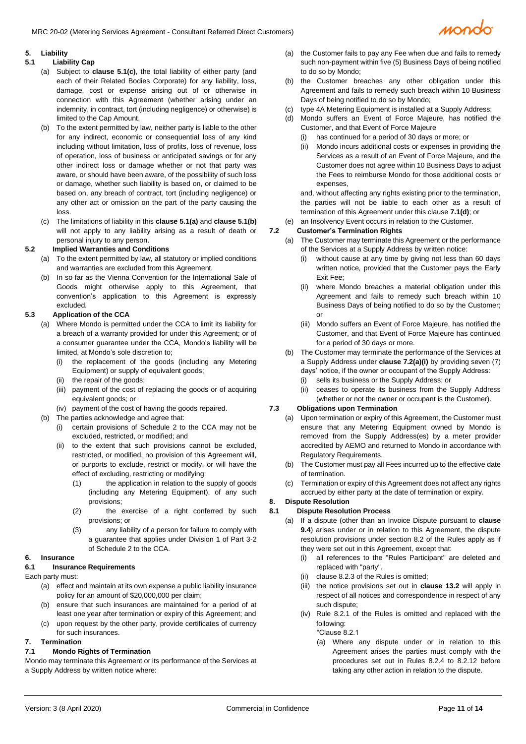## 5. Liability

### 5.1 Liability Cap

(a) Subject to **clause 5.1(c)**, the total liability of either party (and each of their Related Bodies Corporate) for any liability, loss, damage, cost or expense arising out of or otherwise in connection with this Agreement (whether arising under an indemnity, in contract, tort (including negligence) or otherwise) is limited to the Cap Amount.

(b) To the extent permitted by law, neither party is liable to the other for any indirect, economic or consequential loss of any kind including without limitation, loss of profits, loss of revenue, loss of operation, loss of business or anticipated savings or for any other indirect loss or damage whether or not that party was aware, or should have been aware, of the possibility of such loss or damage, whether such liability is based on, or claimed to be based on, any breach of contract, tort (including negligence) or any other act or omission on the part of the party causing the loss.

(c) The limitations of liability in this **clause 5.1(a)** and **clause 5.1(b)** will not apply to any liability arising as a result of death or personal injury to any person.

### 5.2 Implied Warranties and Conditions

(a) To the extent permitted by law, all statutory or implied conditions and warranties are excluded from this Agreement.

(b) In so far as the Vienna Convention for the International Sale of Goods might otherwise apply to this Agreement, that convention's application to this Agreement is expressly excluded.

### 5.3 Application of the CCA

(a) Where Mondo is permitted under the CCA to limit its liability for a breach of a warranty provided for under this Agreement; or of a consumer guarantee under the CCA, Mondo's liability will be limited, at Mondo's sole discretion to;

(i) the replacement of the goods (including any Metering Equipment) or supply of equivalent goods;

(ii) the repair of the goods;

(iii) payment of the cost of replacing the goods or of acquiring equivalent goods; or

(iv) payment of the cost of having the goods repaired.

(b) The parties acknowledge and agree that:

(i) certain provisions of Schedule 2 to the CCA may not be excluded, restricted, or modified; and

(ii) to the extent that such provisions cannot be excluded, restricted, or modified, no provision of this Agreement will, or purports to exclude, restrict or modify, or will have the effect of excluding, restricting or modifying:

(1) the application in relation to the supply of goods (including any Metering Equipment), of any such provisions;

(2) the exercise of a right conferred by such provisions; or

(3) any liability of a person for failure to comply with a guarantee that applies under Division 1 of Part 3-2 of Schedule 2 to the CCA.

## 6. Insurance

### 6.1 Insurance Requirements

Each party must:

(a) effect and maintain at its own expense a public liability insurance policy for an amount of $20,000,000 per claim;

(b) ensure that such insurances are maintained for a period of at least one year after termination or expiry of this Agreement; and

(c) upon request by the other party, provide certificates of currency for such insurances.

## 7. Termination

### 7.1 Mondo Rights of Termination

Mondo may terminate this Agreement or its performance of the Services at a Supply Address by written notice where:

(a) the Customer fails to pay any Fee when due and fails to remedy such non-payment within five (5) Business Days of being notified to do so by Mondo;

(b) the Customer breaches any other obligation under this Agreement and fails to remedy such breach within 10 Business Days of being notified to do so by Mondo;

(c) type 4A Metering Equipment is installed at a Supply Address;

(d) Mondo suffers an Event of Force Majeure, has notified the Customer, and that Event of Force Majeure

(i) has continued for a period of 30 days or more; or

(ii) Mondo incurs additional costs or expenses in providing the Services as a result of an Event of Force Majeure, and the Customer does not agree within 10 Business Days to adjust the Fees to reimburse Mondo for those additional costs or expenses,

and, without affecting any rights existing prior to the termination, the parties will not be liable to each other as a result of termination of this Agreement under this clause **7.1(d)**; or

(e) an Insolvency Event occurs in relation to the Customer.

### 7.2 Customer's Termination Rights

(a) The Customer may terminate this Agreement or the performance of the Services at a Supply Address by written notice:

(i) without cause at any time by giving not less than 60 days written notice, provided that the Customer pays the Early Exit Fee;

(ii) where Mondo breaches a material obligation under this Agreement and fails to remedy such breach within 10 Business Days of being notified to do so by the Customer; or

(iii) Mondo suffers an Event of Force Majeure, has notified the Customer, and that Event of Force Majeure has continued for a period of 30 days or more.

(b) The Customer may terminate the performance of the Services at a Supply Address under **clause 7.2(a)(i)** by providing seven (7) days' notice, if the owner or occupant of the Supply Address:

(i) sells its business or the Supply Address; or

(ii) ceases to operate its business from the Supply Address (whether or not the owner or occupant is the Customer).

### 7.3 Obligations upon Termination

(a) Upon termination or expiry of this Agreement, the Customer must ensure that any Metering Equipment owned by Mondo is removed from the Supply Address(es) by a meter provider accredited by AEMO and returned to Mondo in accordance with Regulatory Requirements.

(b) The Customer must pay all Fees incurred up to the effective date of termination.

(c) Termination or expiry of this Agreement does not affect any rights accrued by either party at the date of termination or expiry.

## 8. Dispute Resolution

### 8.1 Dispute Resolution Process

(a) If a dispute (other than an Invoice Dispute pursuant to **clause 9.4**) arises under or in relation to this Agreement, the dispute resolution provisions under section 8.2 of the Rules apply as if they were set out in this Agreement, except that:

(i) all references to the "Rules Participant" are deleted and replaced with "party".

(ii) clause 8.2.3 of the Rules is omitted;

(iii) the notice provisions set out in **clause 13.2** will apply in respect of all notices and correspondence in respect of any such dispute;

(iv) Rule 8.2.1 of the Rules is omitted and replaced with the following:

"Clause 8.2.1

(a) Where any dispute under or in relation to this Agreement arises the parties must comply with the procedures set out in Rules 8.2.4 to 8.2.12 before taking any other action in relation to the dispute.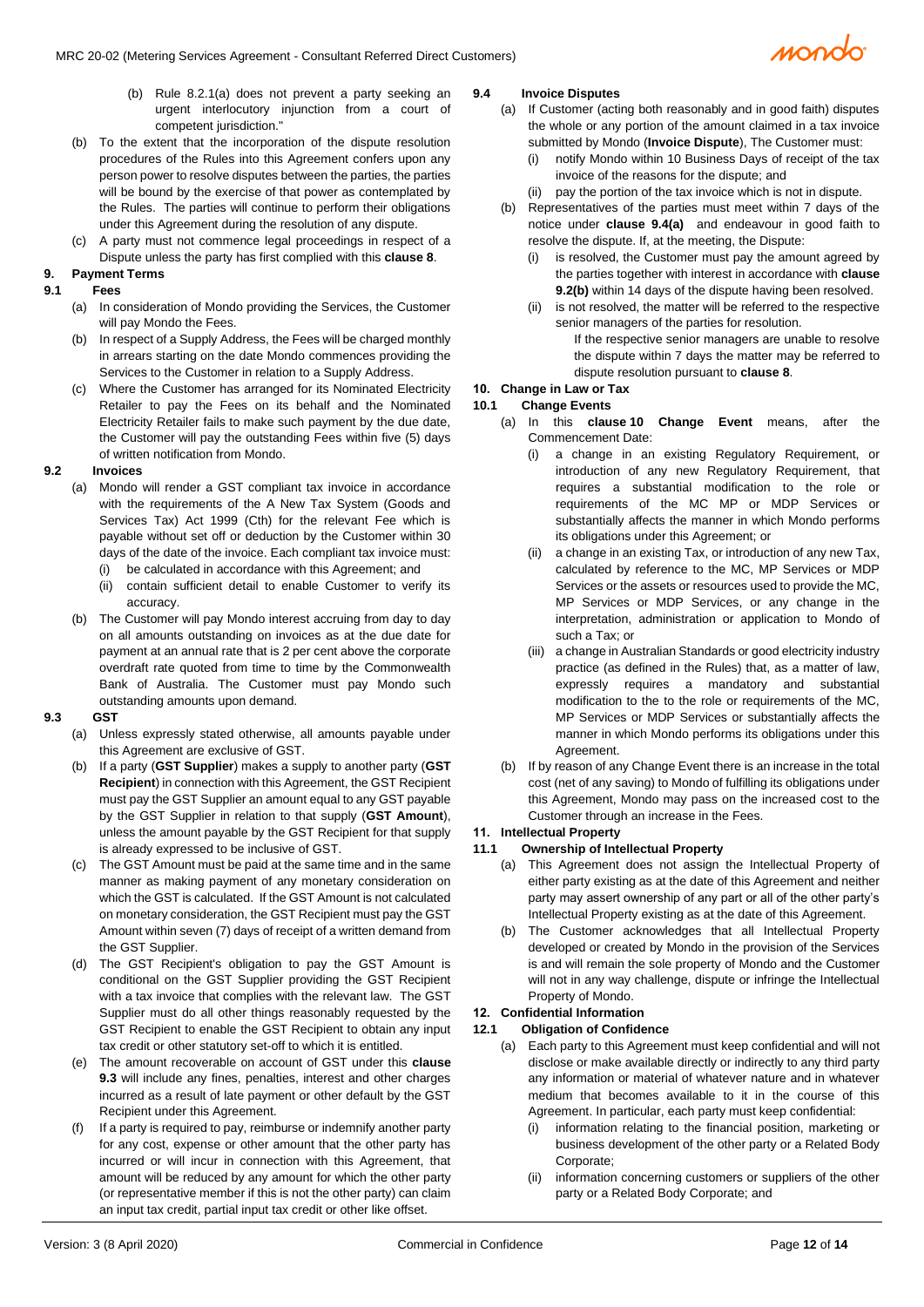(b) Rule 8.2.1(a) does not prevent a party seeking an urgent interlocutory injunction from a court of competent jurisdiction."

(b) To the extent that the incorporation of the dispute resolution procedures of the Rules into this Agreement confers upon any person power to resolve disputes between the parties, the parties will be bound by the exercise of that power as contemplated by the Rules. The parties will continue to perform their obligations under this Agreement during the resolution of any dispute.

(c) A party must not commence legal proceedings in respect of a Dispute unless the party has first complied with this **clause 8**.

## 9. Payment Terms

### 9.1 Fees

(a) In consideration of Mondo providing the Services, the Customer will pay Mondo the Fees.

(b) In respect of a Supply Address, the Fees will be charged monthly in arrears starting on the date Mondo commences providing the Services to the Customer in relation to a Supply Address.

(c) Where the Customer has arranged for its Nominated Electricity Retailer to pay the Fees on its behalf and the Nominated Electricity Retailer fails to make such payment by the due date, the Customer will pay the outstanding Fees within five (5) days of written notification from Mondo.

### 9.2 Invoices

(a) Mondo will render a GST compliant tax invoice in accordance with the requirements of the A New Tax System (Goods and Services Tax) Act 1999 (Cth) for the relevant Fee which is payable without set off or deduction by the Customer within 30 days of the date of the invoice. Each compliant tax invoice must:

(i) be calculated in accordance with this Agreement; and

(ii) contain sufficient detail to enable Customer to verify its accuracy.

(b) The Customer will pay Mondo interest accruing from day to day on all amounts outstanding on invoices as at the due date for payment at an annual rate that is 2 per cent above the corporate overdraft rate quoted from time to time by the Commonwealth Bank of Australia. The Customer must pay Mondo such outstanding amounts upon demand.

### 9.3 GST

(a) Unless expressly stated otherwise, all amounts payable under this Agreement are exclusive of GST.

(b) If a party (**GST Supplier**) makes a supply to another party (**GST Recipient**) in connection with this Agreement, the GST Recipient must pay the GST Supplier an amount equal to any GST payable by the GST Supplier in relation to that supply (**GST Amount**), unless the amount payable by the GST Recipient for that supply is already expressed to be inclusive of GST.

(c) The GST Amount must be paid at the same time and in the same manner as making payment of any monetary consideration on which the GST is calculated. If the GST Amount is not calculated on monetary consideration, the GST Recipient must pay the GST Amount within seven (7) days of receipt of a written demand from the GST Supplier.

(d) The GST Recipient's obligation to pay the GST Amount is conditional on the GST Supplier providing the GST Recipient with a tax invoice that complies with the relevant law. The GST Supplier must do all other things reasonably requested by the GST Recipient to enable the GST Recipient to obtain any input tax credit or other statutory set-off to which it is entitled.

(e) The amount recoverable on account of GST under this **clause 9.3** will include any fines, penalties, interest and other charges incurred as a result of late payment or other default by the GST Recipient under this Agreement.

(f) If a party is required to pay, reimburse or indemnify another party for any cost, expense or other amount that the other party has incurred or will incur in connection with this Agreement, that amount will be reduced by any amount for which the other party (or representative member if this is not the other party) can claim an input tax credit, partial input tax credit or other like offset.

### 9.4 Invoice Disputes

(a) If Customer (acting both reasonably and in good faith) disputes the whole or any portion of the amount claimed in a tax invoice submitted by Mondo (**Invoice Dispute**), The Customer must:

(i) notify Mondo within 10 Business Days of receipt of the tax invoice of the reasons for the dispute; and

(ii) pay the portion of the tax invoice which is not in dispute.

(b) Representatives of the parties must meet within 7 days of the notice under **clause 9.4(a)** and endeavour in good faith to resolve the dispute. If, at the meeting, the Dispute:

(i) is resolved, the Customer must pay the amount agreed by the parties together with interest in accordance with **clause 9.2(b)** within 14 days of the dispute having been resolved.

(ii) is not resolved, the matter will be referred to the respective senior managers of the parties for resolution.

If the respective senior managers are unable to resolve the dispute within 7 days the matter may be referred to dispute resolution pursuant to **clause 8**.

## 10. Change in Law or Tax

### 10.1 Change Events

(a) In this **clause 10** **Change Event** means, after the Commencement Date:

(i) a change in an existing Regulatory Requirement, or introduction of any new Regulatory Requirement, that requires a substantial modification to the role or requirements of the MC MP or MDP Services or substantially affects the manner in which Mondo performs its obligations under this Agreement; or

(ii) a change in an existing Tax, or introduction of any new Tax, calculated by reference to the MC, MP Services or MDP Services or the assets or resources used to provide the MC, MP Services or MDP Services, or any change in the interpretation, administration or application to Mondo of such a Tax; or

(iii) a change in Australian Standards or good electricity industry practice (as defined in the Rules) that, as a matter of law, expressly requires a mandatory and substantial modification to the to the role or requirements of the MC, MP Services or MDP Services or substantially affects the manner in which Mondo performs its obligations under this Agreement.

(b) If by reason of any Change Event there is an increase in the total cost (net of any saving) to Mondo of fulfilling its obligations under this Agreement, Mondo may pass on the increased cost to the Customer through an increase in the Fees.

## 11. Intellectual Property

### 11.1 Ownership of Intellectual Property

(a) This Agreement does not assign the Intellectual Property of either party existing as at the date of this Agreement and neither party may assert ownership of any part or all of the other party's Intellectual Property existing as at the date of this Agreement.

(b) The Customer acknowledges that all Intellectual Property developed or created by Mondo in the provision of the Services is and will remain the sole property of Mondo and the Customer will not in any way challenge, dispute or infringe the Intellectual Property of Mondo.

## 12. Confidential Information

### 12.1 Obligation of Confidence

(a) Each party to this Agreement must keep confidential and will not disclose or make available directly or indirectly to any third party any information or material of whatever nature and in whatever medium that becomes available to it in the course of this Agreement. In particular, each party must keep confidential:

(i) information relating to the financial position, marketing or business development of the other party or a Related Body Corporate;

(ii) information concerning customers or suppliers of the other party or a Related Body Corporate; and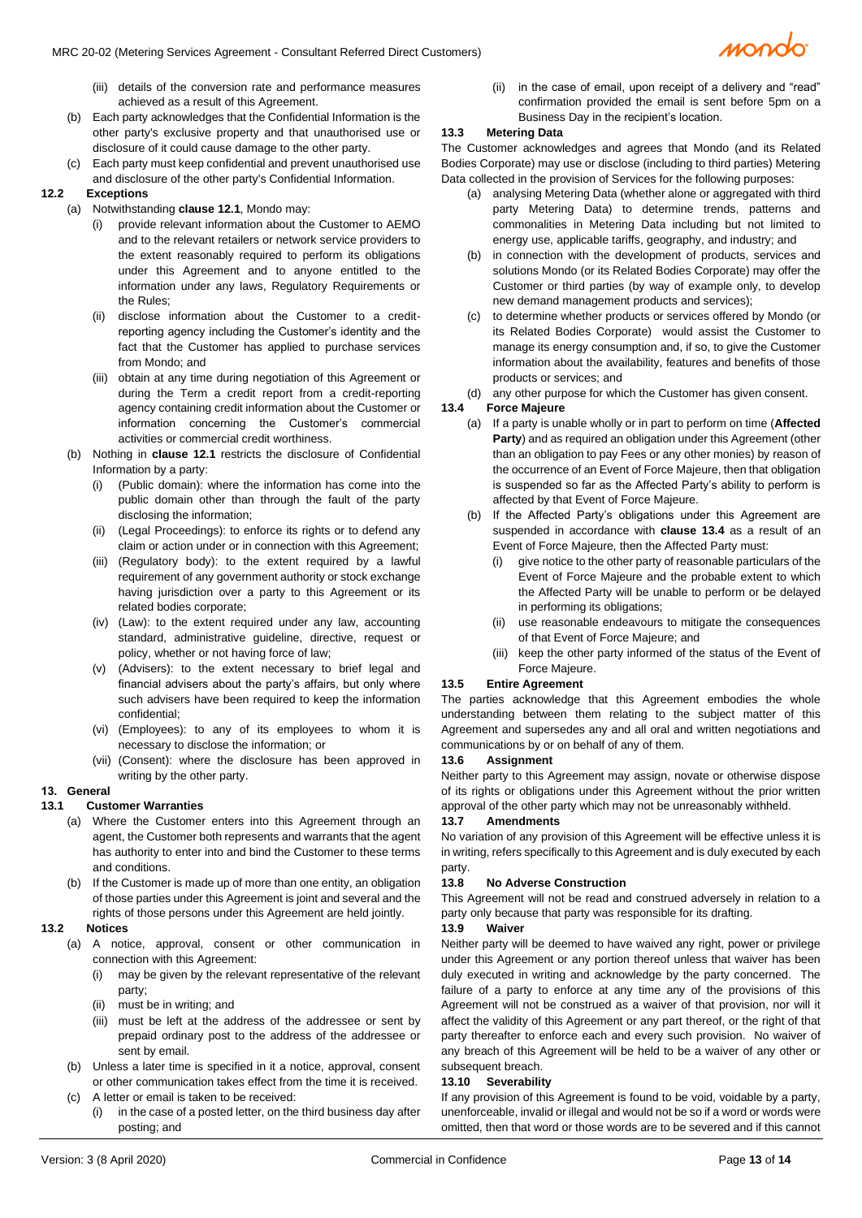(iii) details of the conversion rate and performance measures achieved as a result of this Agreement.

(b) Each party acknowledges that the Confidential Information is the other party's exclusive property and that unauthorised use or disclosure of it could cause damage to the other party.

(c) Each party must keep confidential and prevent unauthorised use and disclosure of the other party's Confidential Information.

### 12.2 Exceptions

(a) Notwithstanding **clause 12.1**, Mondo may:

(i) provide relevant information about the Customer to AEMO and to the relevant retailers or network service providers to the extent reasonably required to perform its obligations under this Agreement and to anyone entitled to the information under any laws, Regulatory Requirements or the Rules;

(ii) disclose information about the Customer to a credit-reporting agency including the Customer's identity and the fact that the Customer has applied to purchase services from Mondo; and

(iii) obtain at any time during negotiation of this Agreement or during the Term a credit report from a credit-reporting agency containing credit information about the Customer or information concerning the Customer's commercial activities or commercial credit worthiness.

(b) Nothing in **clause 12.1** restricts the disclosure of Confidential Information by a party:

(i) (Public domain): where the information has come into the public domain other than through the fault of the party disclosing the information;

(ii) (Legal Proceedings): to enforce its rights or to defend any claim or action under or in connection with this Agreement;

(iii) (Regulatory body): to the extent required by a lawful requirement of any government authority or stock exchange having jurisdiction over a party to this Agreement or its related bodies corporate;

(iv) (Law): to the extent required under any law, accounting standard, administrative guideline, directive, request or policy, whether or not having force of law;

(v) (Advisers): to the extent necessary to brief legal and financial advisers about the party's affairs, but only where such advisers have been required to keep the information confidential;

(vi) (Employees): to any of its employees to whom it is necessary to disclose the information; or

(vii) (Consent): where the disclosure has been approved in writing by the other party.

## 13. General

### 13.1 Customer Warranties

(a) Where the Customer enters into this Agreement through an agent, the Customer both represents and warrants that the agent has authority to enter into and bind the Customer to these terms and conditions.

(b) If the Customer is made up of more than one entity, an obligation of those parties under this Agreement is joint and several and the rights of those persons under this Agreement are held jointly.

### 13.2 Notices

(a) A notice, approval, consent or other communication in connection with this Agreement:

(i) may be given by the relevant representative of the relevant party;

(ii) must be in writing; and

(iii) must be left at the address of the addressee or sent by prepaid ordinary post to the address of the addressee or sent by email.

(b) Unless a later time is specified in it a notice, approval, consent or other communication takes effect from the time it is received.

(c) A letter or email is taken to be received:

(i) in the case of a posted letter, on the third business day after posting; and

(ii) in the case of email, upon receipt of a delivery and "read" confirmation provided the email is sent before 5pm on a Business Day in the recipient's location.

### 13.3 Metering Data

The Customer acknowledges and agrees that Mondo (and its Related Bodies Corporate) may use or disclose (including to third parties) Metering Data collected in the provision of Services for the following purposes:

(a) analysing Metering Data (whether alone or aggregated with third party Metering Data) to determine trends, patterns and commonalities in Metering Data including but not limited to energy use, applicable tariffs, geography, and industry; and

(b) in connection with the development of products, services and solutions Mondo (or its Related Bodies Corporate) may offer the Customer or third parties (by way of example only, to develop new demand management products and services);

(c) to determine whether products or services offered by Mondo (or its Related Bodies Corporate) would assist the Customer to manage its energy consumption and, if so, to give the Customer information about the availability, features and benefits of those products or services; and

(d) any other purpose for which the Customer has given consent.

### 13.4 Force Majeure

(a) If a party is unable wholly or in part to perform on time (**Affected Party**) and as required an obligation under this Agreement (other than an obligation to pay Fees or any other monies) by reason of the occurrence of an Event of Force Majeure, then that obligation is suspended so far as the Affected Party's ability to perform is affected by that Event of Force Majeure.

(b) If the Affected Party's obligations under this Agreement are suspended in accordance with **clause 13.4** as a result of an Event of Force Majeure, then the Affected Party must:

(i) give notice to the other party of reasonable particulars of the Event of Force Majeure and the probable extent to which the Affected Party will be unable to perform or be delayed in performing its obligations;

(ii) use reasonable endeavours to mitigate the consequences of that Event of Force Majeure; and

(iii) keep the other party informed of the status of the Event of Force Majeure.

### 13.5 Entire Agreement

The parties acknowledge that this Agreement embodies the whole understanding between them relating to the subject matter of this Agreement and supersedes any and all oral and written negotiations and communications by or on behalf of any of them.

### 13.6 Assignment

Neither party to this Agreement may assign, novate or otherwise dispose of its rights or obligations under this Agreement without the prior written approval of the other party which may not be unreasonably withheld.

### 13.7 Amendments

No variation of any provision of this Agreement will be effective unless it is in writing, refers specifically to this Agreement and is duly executed by each party.

### 13.8 No Adverse Construction

This Agreement will not be read and construed adversely in relation to a party only because that party was responsible for its drafting.

### 13.9 Waiver

Neither party will be deemed to have waived any right, power or privilege under this Agreement or any portion thereof unless that waiver has been duly executed in writing and acknowledge by the party concerned. The failure of a party to enforce at any time any of the provisions of this Agreement will not be construed as a waiver of that provision, nor will it affect the validity of this Agreement or any part thereof, or the right of that party thereafter to enforce each and every such provision. No waiver of any breach of this Agreement will be held to be a waiver of any other or subsequent breach.

### 13.10 Severability

If any provision of this Agreement is found to be void, voidable by a party, unenforceable, invalid or illegal and would not be so if a word or words were omitted, then that word or those words are to be severed and if this cannot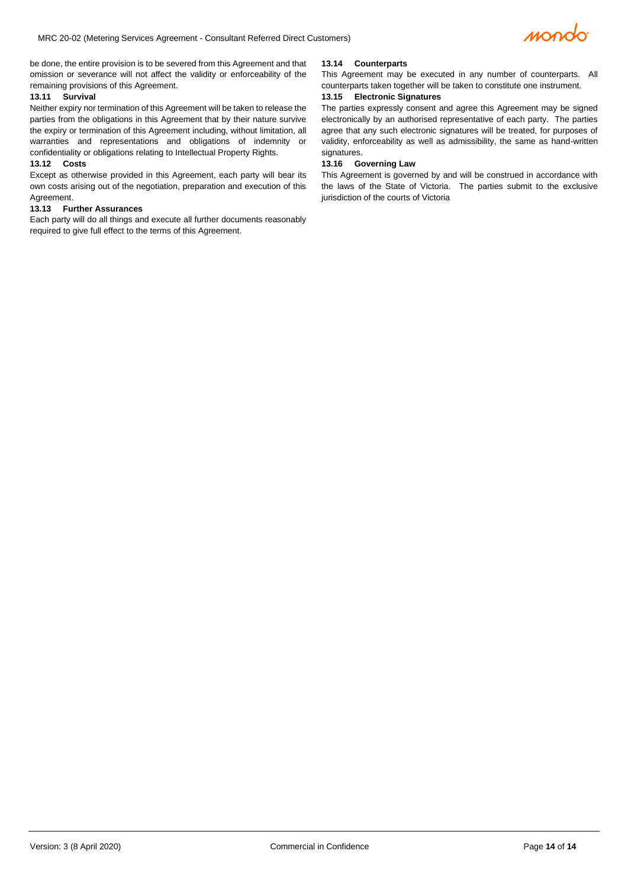be done, the entire provision is to be severed from this Agreement and that omission or severance will not affect the validity or enforceability of the remaining provisions of this Agreement.

**13.11 Survival**

Neither expiry nor termination of this Agreement will be taken to release the parties from the obligations in this Agreement that by their nature survive the expiry or termination of this Agreement including, without limitation, all warranties and representations and obligations of indemnity or confidentiality or obligations relating to Intellectual Property Rights.

**13.12 Costs**

Except as otherwise provided in this Agreement, each party will bear its own costs arising out of the negotiation, preparation and execution of this Agreement.

**13.13 Further Assurances**

Each party will do all things and execute all further documents reasonably required to give full effect to the terms of this Agreement.

**13.14 Counterparts**

This Agreement may be executed in any number of counterparts. All counterparts taken together will be taken to constitute one instrument.

**13.15 Electronic Signatures**

The parties expressly consent and agree this Agreement may be signed electronically by an authorised representative of each party. The parties agree that any such electronic signatures will be treated, for purposes of validity, enforceability as well as admissibility, the same as hand-written signatures.

**13.16 Governing Law**

This Agreement is governed by and will be construed in accordance with the laws of the State of Victoria. The parties submit to the exclusive jurisdiction of the courts of Victoria